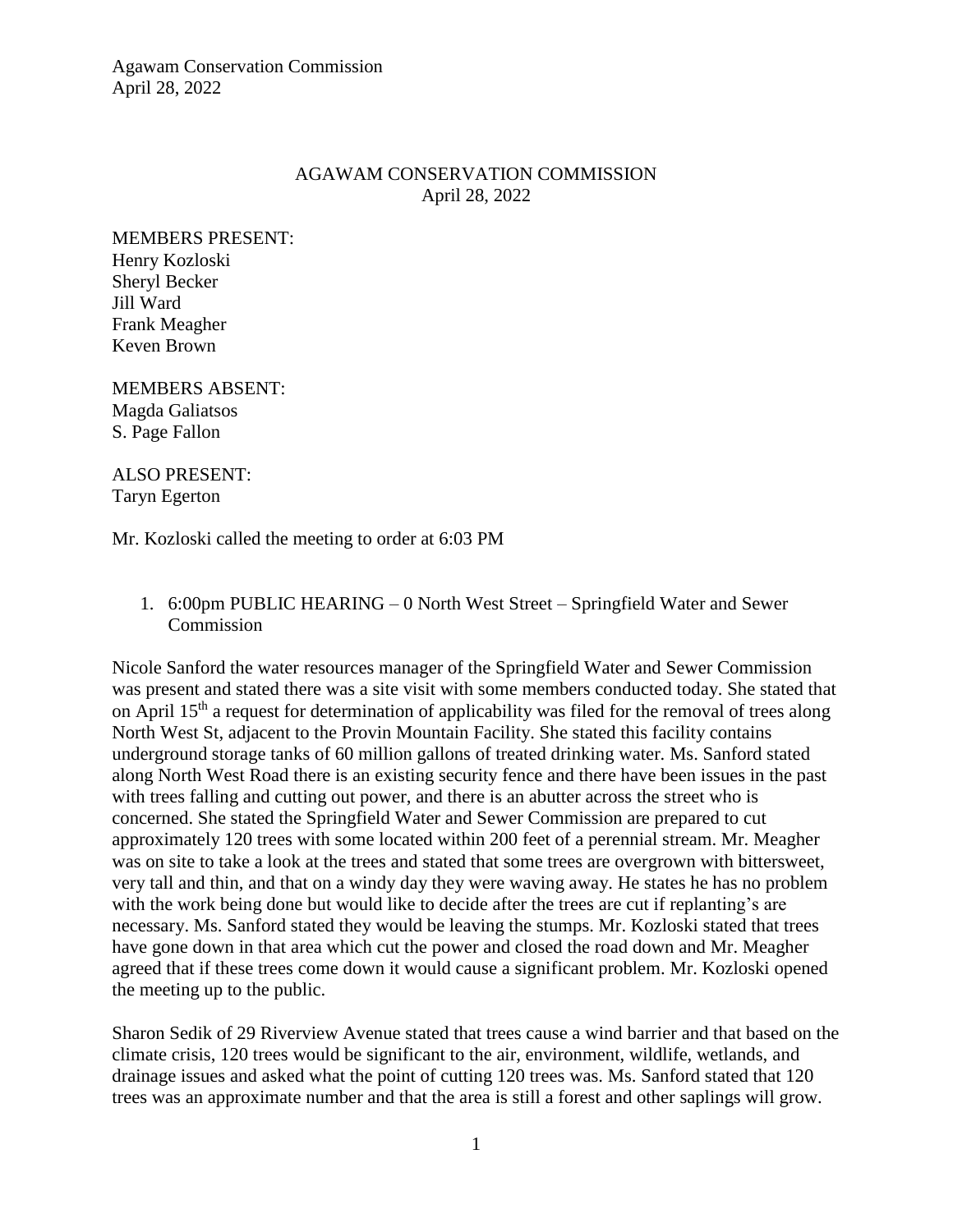# AGAWAM CONSERVATION COMMISSION
April 28, 2022

MEMBERS PRESENT:
Henry Kozloski
Sheryl Becker
Jill Ward
Frank Meagher
Keven Brown

MEMBERS ABSENT:
Magda Galiatsos
S. Page Fallon

ALSO PRESENT:
Taryn Egerton

Mr. Kozloski called the meeting to order at 6:03 PM

1. 6:00pm PUBLIC HEARING – 0 North West Street – Springfield Water and Sewer Commission

Nicole Sanford the water resources manager of the Springfield Water and Sewer Commission was present and stated there was a site visit with some members conducted today. She stated that on April 15th a request for determination of applicability was filed for the removal of trees along North West St, adjacent to the Provin Mountain Facility. She stated this facility contains underground storage tanks of 60 million gallons of treated drinking water. Ms. Sanford stated along North West Road there is an existing security fence and there have been issues in the past with trees falling and cutting out power, and there is an abutter across the street who is concerned. She stated the Springfield Water and Sewer Commission are prepared to cut approximately 120 trees with some located within 200 feet of a perennial stream. Mr. Meagher was on site to take a look at the trees and stated that some trees are overgrown with bittersweet, very tall and thin, and that on a windy day they were waving away. He states he has no problem with the work being done but would like to decide after the trees are cut if replanting's are necessary. Ms. Sanford stated they would be leaving the stumps. Mr. Kozloski stated that trees have gone down in that area which cut the power and closed the road down and Mr. Meagher agreed that if these trees come down it would cause a significant problem. Mr. Kozloski opened the meeting up to the public.

Sharon Sedik of 29 Riverview Avenue stated that trees cause a wind barrier and that based on the climate crisis, 120 trees would be significant to the air, environment, wildlife, wetlands, and drainage issues and asked what the point of cutting 120 trees was. Ms. Sanford stated that 120 trees was an approximate number and that the area is still a forest and other saplings will grow.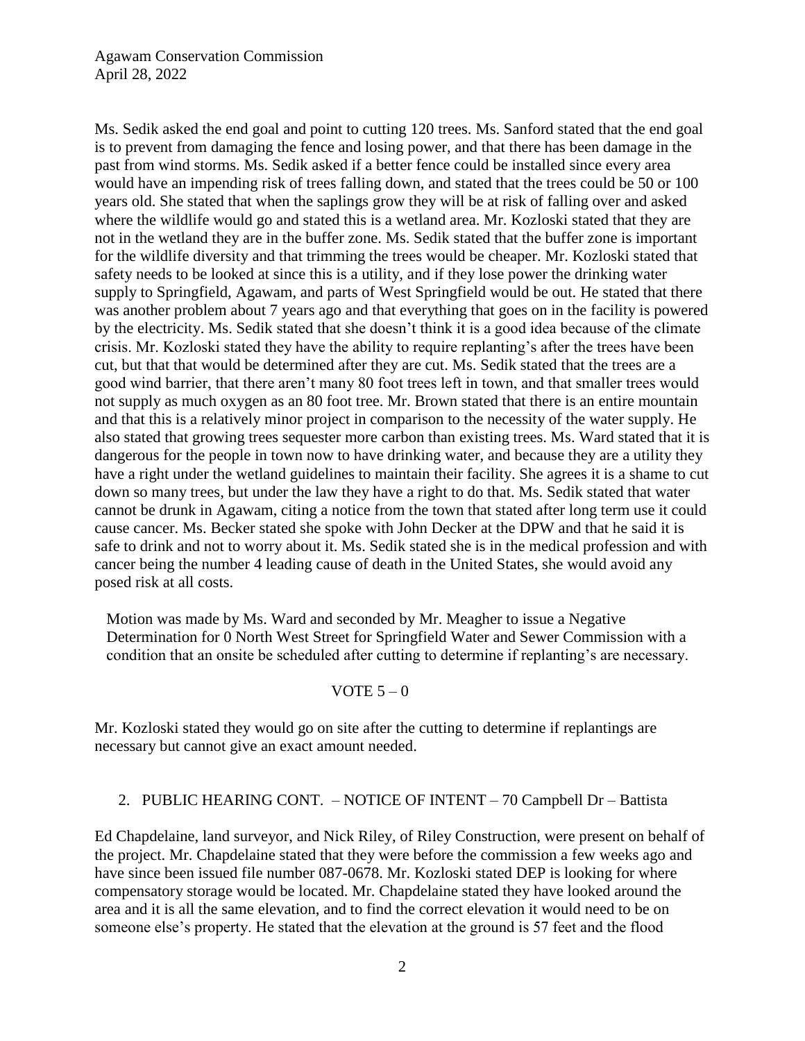Ms. Sedik asked the end goal and point to cutting 120 trees. Ms. Sanford stated that the end goal is to prevent from damaging the fence and losing power, and that there has been damage in the past from wind storms. Ms. Sedik asked if a better fence could be installed since every area would have an impending risk of trees falling down, and stated that the trees could be 50 or 100 years old. She stated that when the saplings grow they will be at risk of falling over and asked where the wildlife would go and stated this is a wetland area. Mr. Kozloski stated that they are not in the wetland they are in the buffer zone. Ms. Sedik stated that the buffer zone is important for the wildlife diversity and that trimming the trees would be cheaper. Mr. Kozloski stated that safety needs to be looked at since this is a utility, and if they lose power the drinking water supply to Springfield, Agawam, and parts of West Springfield would be out. He stated that there was another problem about 7 years ago and that everything that goes on in the facility is powered by the electricity. Ms. Sedik stated that she doesn't think it is a good idea because of the climate crisis. Mr. Kozloski stated they have the ability to require replanting's after the trees have been cut, but that that would be determined after they are cut. Ms. Sedik stated that the trees are a good wind barrier, that there aren't many 80 foot trees left in town, and that smaller trees would not supply as much oxygen as an 80 foot tree. Mr. Brown stated that there is an entire mountain and that this is a relatively minor project in comparison to the necessity of the water supply. He also stated that growing trees sequester more carbon than existing trees. Ms. Ward stated that it is dangerous for the people in town now to have drinking water, and because they are a utility they have a right under the wetland guidelines to maintain their facility. She agrees it is a shame to cut down so many trees, but under the law they have a right to do that. Ms. Sedik stated that water cannot be drunk in Agawam, citing a notice from the town that stated after long term use it could cause cancer. Ms. Becker stated she spoke with John Decker at the DPW and that he said it is safe to drink and not to worry about it. Ms. Sedik stated she is in the medical profession and with cancer being the number 4 leading cause of death in the United States, she would avoid any posed risk at all costs.

Motion was made by Ms. Ward and seconded by Mr. Meagher to issue a Negative Determination for 0 North West Street for Springfield Water and Sewer Commission with a condition that an onsite be scheduled after cutting to determine if replanting's are necessary.

VOTE 5 – 0

Mr. Kozloski stated they would go on site after the cutting to determine if replantings are necessary but cannot give an exact amount needed.

2. PUBLIC HEARING CONT. – NOTICE OF INTENT – 70 Campbell Dr – Battista

Ed Chapdelaine, land surveyor, and Nick Riley, of Riley Construction, were present on behalf of the project. Mr. Chapdelaine stated that they were before the commission a few weeks ago and have since been issued file number 087-0678. Mr. Kozloski stated DEP is looking for where compensatory storage would be located. Mr. Chapdelaine stated they have looked around the area and it is all the same elevation, and to find the correct elevation it would need to be on someone else's property. He stated that the elevation at the ground is 57 feet and the flood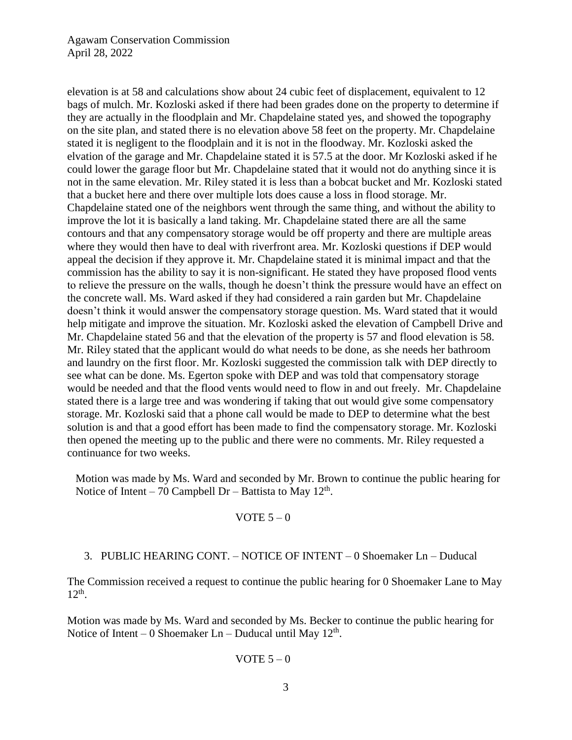elevation is at 58 and calculations show about 24 cubic feet of displacement, equivalent to 12 bags of mulch. Mr. Kozloski asked if there had been grades done on the property to determine if they are actually in the floodplain and Mr. Chapdelaine stated yes, and showed the topography on the site plan, and stated there is no elevation above 58 feet on the property. Mr. Chapdelaine stated it is negligent to the floodplain and it is not in the floodway. Mr. Kozloski asked the elvation of the garage and Mr. Chapdelaine stated it is 57.5 at the door. Mr Kozloski asked if he could lower the garage floor but Mr. Chapdelaine stated that it would not do anything since it is not in the same elevation. Mr. Riley stated it is less than a bobcat bucket and Mr. Kozloski stated that a bucket here and there over multiple lots does cause a loss in flood storage. Mr. Chapdelaine stated one of the neighbors went through the same thing, and without the ability to improve the lot it is basically a land taking. Mr. Chapdelaine stated there are all the same contours and that any compensatory storage would be off property and there are multiple areas where they would then have to deal with riverfront area. Mr. Kozloski questions if DEP would appeal the decision if they approve it. Mr. Chapdelaine stated it is minimal impact and that the commission has the ability to say it is non-significant. He stated they have proposed flood vents to relieve the pressure on the walls, though he doesn't think the pressure would have an effect on the concrete wall. Ms. Ward asked if they had considered a rain garden but Mr. Chapdelaine doesn't think it would answer the compensatory storage question. Ms. Ward stated that it would help mitigate and improve the situation. Mr. Kozloski asked the elevation of Campbell Drive and Mr. Chapdelaine stated 56 and that the elevation of the property is 57 and flood elevation is 58. Mr. Riley stated that the applicant would do what needs to be done, as she needs her bathroom and laundry on the first floor. Mr. Kozloski suggested the commission talk with DEP directly to see what can be done. Ms. Egerton spoke with DEP and was told that compensatory storage would be needed and that the flood vents would need to flow in and out freely. Mr. Chapdelaine stated there is a large tree and was wondering if taking that out would give some compensatory storage. Mr. Kozloski said that a phone call would be made to DEP to determine what the best solution is and that a good effort has been made to find the compensatory storage. Mr. Kozloski then opened the meeting up to the public and there were no comments. Mr. Riley requested a continuance for two weeks.

Motion was made by Ms. Ward and seconded by Mr. Brown to continue the public hearing for Notice of Intent – 70 Campbell Dr – Battista to May 12th.

VOTE 5 – 0

3. PUBLIC HEARING CONT. – NOTICE OF INTENT – 0 Shoemaker Ln – Duducal

The Commission received a request to continue the public hearing for 0 Shoemaker Lane to May 12th.

Motion was made by Ms. Ward and seconded by Ms. Becker to continue the public hearing for Notice of Intent – 0 Shoemaker Ln – Duducal until May 12th.

VOTE 5 – 0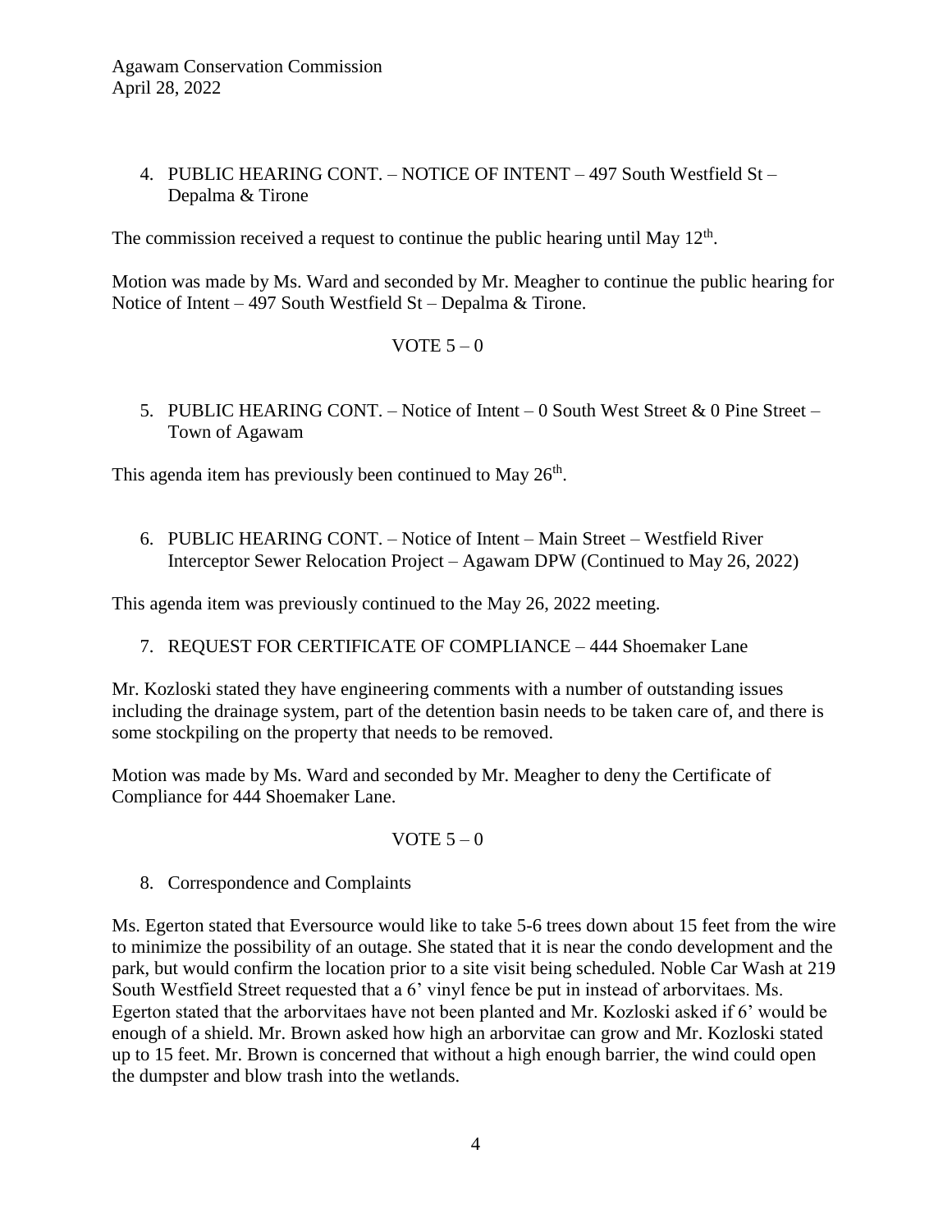4. PUBLIC HEARING CONT. – NOTICE OF INTENT – 497 South Westfield St – Depalma & Tirone

The commission received a request to continue the public hearing until May 12th.

Motion was made by Ms. Ward and seconded by Mr. Meagher to continue the public hearing for Notice of Intent – 497 South Westfield St – Depalma & Tirone.

VOTE 5 – 0

5. PUBLIC HEARING CONT. – Notice of Intent – 0 South West Street & 0 Pine Street – Town of Agawam

This agenda item has previously been continued to May 26th.

6. PUBLIC HEARING CONT. – Notice of Intent – Main Street – Westfield River Interceptor Sewer Relocation Project – Agawam DPW (Continued to May 26, 2022)

This agenda item was previously continued to the May 26, 2022 meeting.

7. REQUEST FOR CERTIFICATE OF COMPLIANCE – 444 Shoemaker Lane

Mr. Kozloski stated they have engineering comments with a number of outstanding issues including the drainage system, part of the detention basin needs to be taken care of, and there is some stockpiling on the property that needs to be removed.

Motion was made by Ms. Ward and seconded by Mr. Meagher to deny the Certificate of Compliance for 444 Shoemaker Lane.

VOTE 5 – 0

8. Correspondence and Complaints

Ms. Egerton stated that Eversource would like to take 5-6 trees down about 15 feet from the wire to minimize the possibility of an outage. She stated that it is near the condo development and the park, but would confirm the location prior to a site visit being scheduled. Noble Car Wash at 219 South Westfield Street requested that a 6' vinyl fence be put in instead of arborvitaes. Ms. Egerton stated that the arborvitaes have not been planted and Mr. Kozloski asked if 6' would be enough of a shield. Mr. Brown asked how high an arborvitae can grow and Mr. Kozloski stated up to 15 feet. Mr. Brown is concerned that without a high enough barrier, the wind could open the dumpster and blow trash into the wetlands.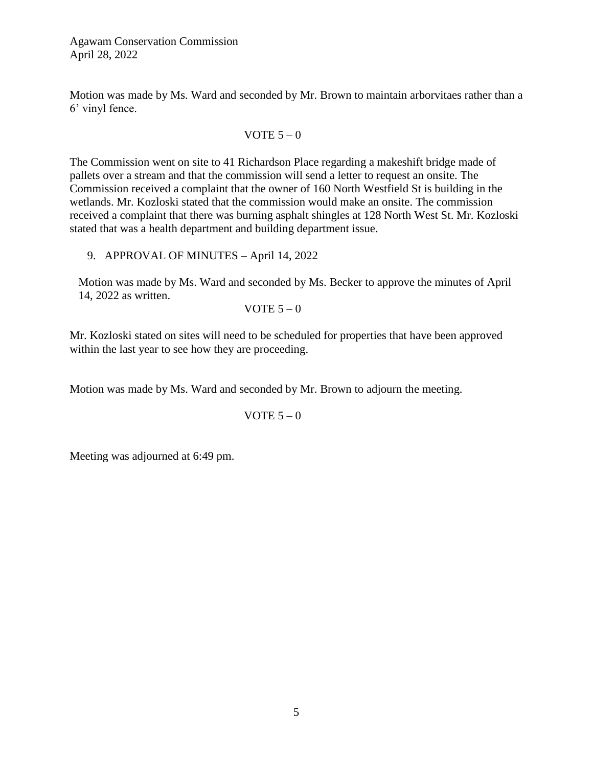Motion was made by Ms. Ward and seconded by Mr. Brown to maintain arborvitaes rather than a 6' vinyl fence.

VOTE 5 – 0

The Commission went on site to 41 Richardson Place regarding a makeshift bridge made of pallets over a stream and that the commission will send a letter to request an onsite. The Commission received a complaint that the owner of 160 North Westfield St is building in the wetlands. Mr. Kozloski stated that the commission would make an onsite. The commission received a complaint that there was burning asphalt shingles at 128 North West St. Mr. Kozloski stated that was a health department and building department issue.

9. APPROVAL OF MINUTES – April 14, 2022

Motion was made by Ms. Ward and seconded by Ms. Becker to approve the minutes of April 14, 2022 as written.

VOTE 5 – 0

Mr. Kozloski stated on sites will need to be scheduled for properties that have been approved within the last year to see how they are proceeding.

Motion was made by Ms. Ward and seconded by Mr. Brown to adjourn the meeting.

VOTE 5 – 0

Meeting was adjourned at 6:49 pm.